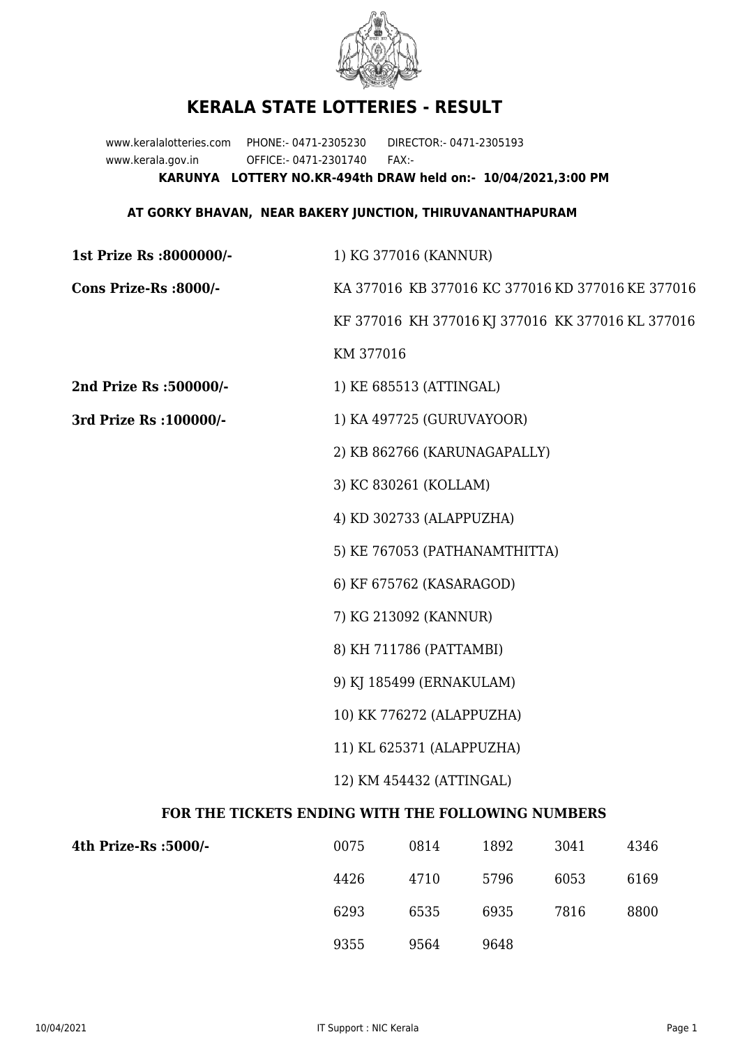# KERALA STATE LOTTERIES - RESULT

www.keralalotteries.com PHONE:- 0471-2305230 DIRECTOR:- 0471-2305193
www.kerala.gov.in OFFICE:- 0471-2301740 FAX:-

**KARUNYA LOTTERY NO.KR-494th DRAW held on:- 10/04/2021,3:00 PM**

**AT GORKY BHAVAN, NEAR BAKERY JUNCTION, THIRUVANANTHAPURAM**

**1st Prize Rs :8000000/-** 1) KG 377016 (KANNUR)

**Cons Prize-Rs :8000/-** KA 377016 KB 377016 KC 377016 KD 377016 KE 377016 KF 377016 KH 377016 KJ 377016 KK 377016 KL 377016 KM 377016

**2nd Prize Rs :500000/-** 1) KE 685513 (ATTINGAL)

**3rd Prize Rs :100000/-**

1) KA 497725 (GURUVAYOOR)
2) KB 862766 (KARUNAGAPALLY)
3) KC 830261 (KOLLAM)
4) KD 302733 (ALAPPUZHA)
5) KE 767053 (PATHANAMTHITTA)
6) KF 675762 (KASARAGOD)
7) KG 213092 (KANNUR)
8) KH 711786 (PATTAMBI)
9) KJ 185499 (ERNAKULAM)
10) KK 776272 (ALAPPUZHA)
11) KL 625371 (ALAPPUZHA)
12) KM 454432 (ATTINGAL)

### FOR THE TICKETS ENDING WITH THE FOLLOWING NUMBERS

**4th Prize-Rs :5000/-**

| | | | | |
|---|---|---|---|---|
| 0075 | 0814 | 1892 | 3041 | 4346 |
| 4426 | 4710 | 5796 | 6053 | 6169 |
| 6293 | 6535 | 6935 | 7816 | 8800 |
| 9355 | 9564 | 9648 | | |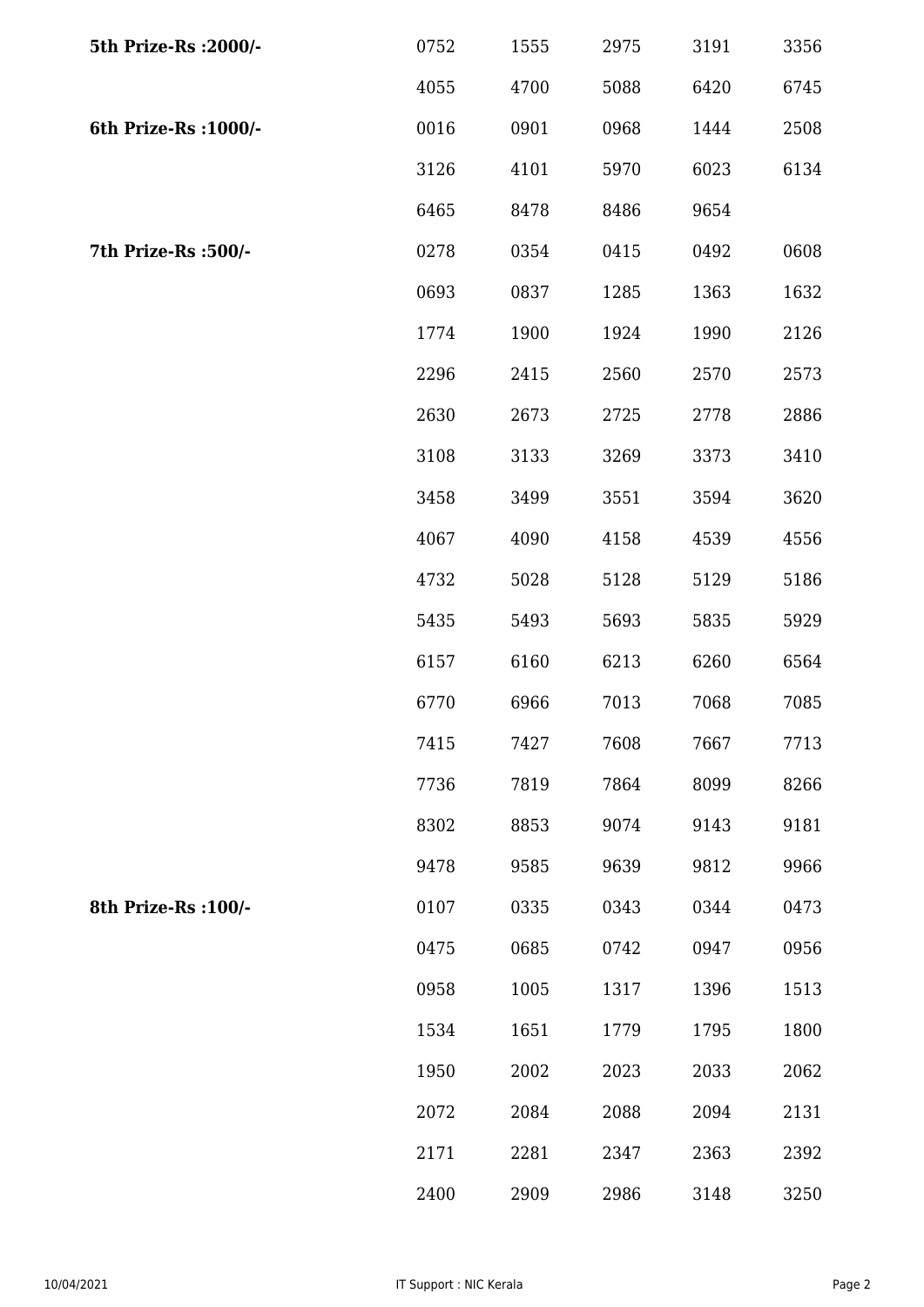| | | | | | |
|---|---|---|---|---|---|
| **5th Prize-Rs :2000/-** | 0752 | 1555 | 2975 | 3191 | 3356 |
| | 4055 | 4700 | 5088 | 6420 | 6745 |
| **6th Prize-Rs :1000/-** | 0016 | 0901 | 0968 | 1444 | 2508 |
| | 3126 | 4101 | 5970 | 6023 | 6134 |
| | 6465 | 8478 | 8486 | 9654 | |
| **7th Prize-Rs :500/-** | 0278 | 0354 | 0415 | 0492 | 0608 |
| | 0693 | 0837 | 1285 | 1363 | 1632 |
| | 1774 | 1900 | 1924 | 1990 | 2126 |
| | 2296 | 2415 | 2560 | 2570 | 2573 |
| | 2630 | 2673 | 2725 | 2778 | 2886 |
| | 3108 | 3133 | 3269 | 3373 | 3410 |
| | 3458 | 3499 | 3551 | 3594 | 3620 |
| | 4067 | 4090 | 4158 | 4539 | 4556 |
| | 4732 | 5028 | 5128 | 5129 | 5186 |
| | 5435 | 5493 | 5693 | 5835 | 5929 |
| | 6157 | 6160 | 6213 | 6260 | 6564 |
| | 6770 | 6966 | 7013 | 7068 | 7085 |
| | 7415 | 7427 | 7608 | 7667 | 7713 |
| | 7736 | 7819 | 7864 | 8099 | 8266 |
| | 8302 | 8853 | 9074 | 9143 | 9181 |
| | 9478 | 9585 | 9639 | 9812 | 9966 |
| **8th Prize-Rs :100/-** | 0107 | 0335 | 0343 | 0344 | 0473 |
| | 0475 | 0685 | 0742 | 0947 | 0956 |
| | 0958 | 1005 | 1317 | 1396 | 1513 |
| | 1534 | 1651 | 1779 | 1795 | 1800 |
| | 1950 | 2002 | 2023 | 2033 | 2062 |
| | 2072 | 2084 | 2088 | 2094 | 2131 |
| | 2171 | 2281 | 2347 | 2363 | 2392 |
| | 2400 | 2909 | 2986 | 3148 | 3250 |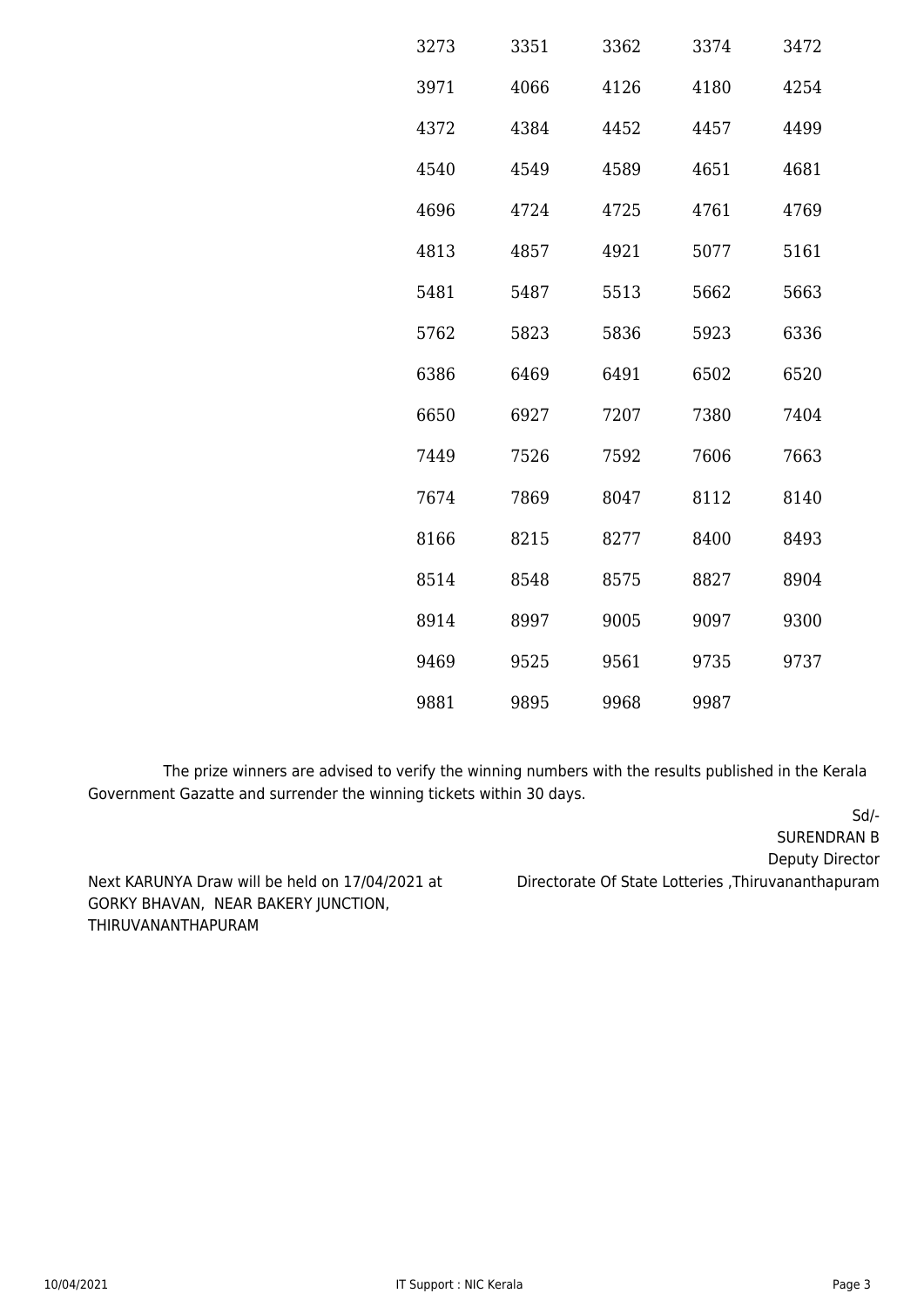| | | | | |
|---|---|---|---|---|
| 3273 | 3351 | 3362 | 3374 | 3472 |
| 3971 | 4066 | 4126 | 4180 | 4254 |
| 4372 | 4384 | 4452 | 4457 | 4499 |
| 4540 | 4549 | 4589 | 4651 | 4681 |
| 4696 | 4724 | 4725 | 4761 | 4769 |
| 4813 | 4857 | 4921 | 5077 | 5161 |
| 5481 | 5487 | 5513 | 5662 | 5663 |
| 5762 | 5823 | 5836 | 5923 | 6336 |
| 6386 | 6469 | 6491 | 6502 | 6520 |
| 6650 | 6927 | 7207 | 7380 | 7404 |
| 7449 | 7526 | 7592 | 7606 | 7663 |
| 7674 | 7869 | 8047 | 8112 | 8140 |
| 8166 | 8215 | 8277 | 8400 | 8493 |
| 8514 | 8548 | 8575 | 8827 | 8904 |
| 8914 | 8997 | 9005 | 9097 | 9300 |
| 9469 | 9525 | 9561 | 9735 | 9737 |
| 9881 | 9895 | 9968 | 9987 | |

The prize winners are advised to verify the winning numbers with the results published in the Kerala Government Gazatte and surrender the winning tickets within 30 days.

Sd/-
SURENDRAN B
Deputy Director
Directorate Of State Lotteries ,Thiruvananthapuram

Next KARUNYA Draw will be held on 17/04/2021 at GORKY BHAVAN, NEAR BAKERY JUNCTION, THIRUVANANTHAPURAM

10/04/2021

IT Support : NIC Kerala